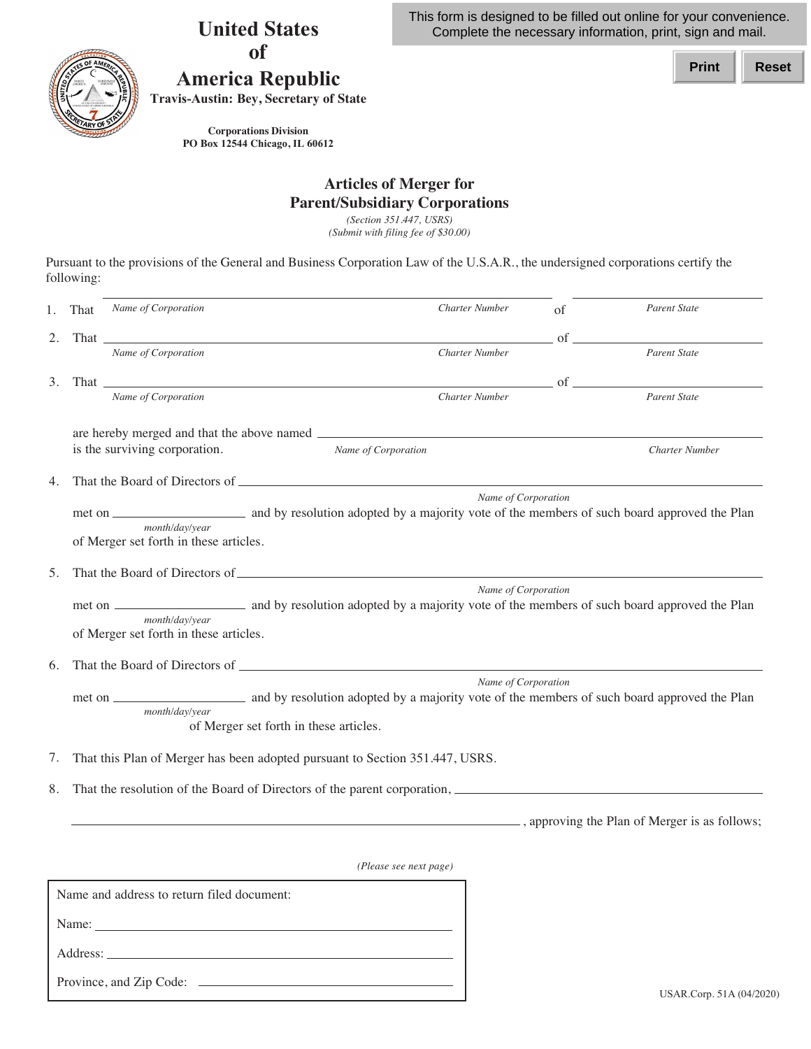This form is designed to be filled out online for your convenience. Complete the necessary information, print, sign and mail.

Print | Reset

# United States of America Republic

**Travis-Austin: Bey, Secretary of State**

**Corporations Division**
**PO Box 12544 Chicago, IL 60612**

## Articles of Merger for Parent/Subsidiary Corporations

*(Section 351.447, USRS)*
*(Submit with filing fee of $30.00)*

Pursuant to the provisions of the General and Business Corporation Law of the U.S.A.R., the undersigned corporations certify the following:

1. That \_\_\_\_\_\_\_\_\_\_\_\_\_\_\_\_\_\_\_\_\_\_\_\_\_\_\_\_\_\_\_\_\_\_\_\_\_\_\_\_ of \_\_\_\_\_\_\_\_\_\_\_\_\_\_\_\_\_\_\_\_
   *Name of Corporation* *Charter Number* *Parent State*

2. That \_\_\_\_\_\_\_\_\_\_\_\_\_\_\_\_\_\_\_\_\_\_\_\_\_\_\_\_\_\_\_\_\_\_\_\_\_\_\_\_ of \_\_\_\_\_\_\_\_\_\_\_\_\_\_\_\_\_\_\_\_
   *Name of Corporation* *Charter Number* *Parent State*

3. That \_\_\_\_\_\_\_\_\_\_\_\_\_\_\_\_\_\_\_\_\_\_\_\_\_\_\_\_\_\_\_\_\_\_\_\_\_\_\_\_ of \_\_\_\_\_\_\_\_\_\_\_\_\_\_\_\_\_\_\_\_
   *Name of Corporation* *Charter Number* *Parent State*

   are hereby merged and that the above named \_\_\_\_\_\_\_\_\_\_\_\_\_\_\_\_\_\_\_\_\_\_\_\_\_\_\_\_\_\_\_\_\_\_\_\_\_\_\_\_
   is the surviving corporation. *Name of Corporation* *Charter Number*

4. That the Board of Directors of \_\_\_\_\_\_\_\_\_\_\_\_\_\_\_\_\_\_\_\_\_\_\_\_\_\_\_\_\_\_\_\_\_\_\_\_\_\_\_\_
   *Name of Corporation*
   met on \_\_\_\_\_\_\_\_\_\_\_\_\_\_\_\_ and by resolution adopted by a majority vote of the members of such board approved the Plan
   *month/day/year*
   of Merger set forth in these articles.

5. That the Board of Directors of \_\_\_\_\_\_\_\_\_\_\_\_\_\_\_\_\_\_\_\_\_\_\_\_\_\_\_\_\_\_\_\_\_\_\_\_\_\_\_\_
   *Name of Corporation*
   met on \_\_\_\_\_\_\_\_\_\_\_\_\_\_\_\_ and by resolution adopted by a majority vote of the members of such board approved the Plan
   *month/day/year*
   of Merger set forth in these articles.

6. That the Board of Directors of \_\_\_\_\_\_\_\_\_\_\_\_\_\_\_\_\_\_\_\_\_\_\_\_\_\_\_\_\_\_\_\_\_\_\_\_\_\_\_\_
   *Name of Corporation*
   met on \_\_\_\_\_\_\_\_\_\_\_\_\_\_\_\_ and by resolution adopted by a majority vote of the members of such board approved the Plan
   *month/day/year*
   of Merger set forth in these articles.

7. That this Plan of Merger has been adopted pursuant to Section 351.447, USRS.

8. That the resolution of the Board of Directors of the parent corporation, \_\_\_\_\_\_\_\_\_\_\_\_\_\_\_\_\_\_\_\_\_\_\_\_\_\_\_\_\_\_\_\_\_\_\_\_\_\_\_\_

   \_\_\_\_\_\_\_\_\_\_\_\_\_\_\_\_\_\_\_\_\_\_\_\_\_\_\_\_\_\_\_\_\_\_\_\_\_\_\_\_, approving the Plan of Merger is as follows;

*(Please see next page)*

Name and address to return filed document:

Name: \_\_\_\_\_\_\_\_\_\_\_\_\_\_\_\_\_\_\_\_\_\_\_\_\_\_\_\_\_\_\_\_\_\_\_\_\_\_\_\_

Address: \_\_\_\_\_\_\_\_\_\_\_\_\_\_\_\_\_\_\_\_\_\_\_\_\_\_\_\_\_\_\_\_\_\_\_\_\_\_\_\_

Province, and Zip Code: \_\_\_\_\_\_\_\_\_\_\_\_\_\_\_\_\_\_\_\_\_\_\_\_\_\_\_\_\_\_\_\_\_\_\_\_\_\_\_\_

USAR.Corp. 51A (04/2020)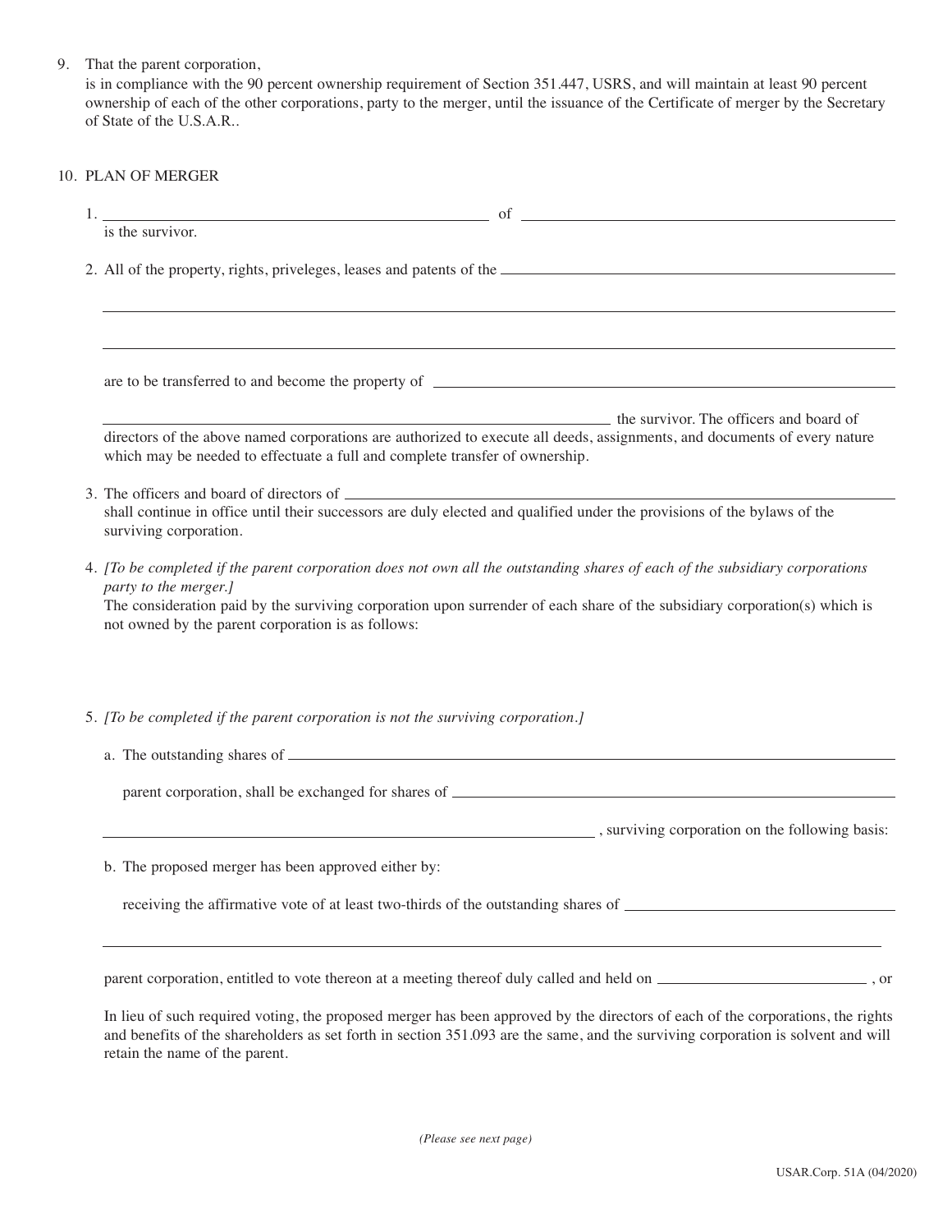9. That the parent corporation,
   is in compliance with the 90 percent ownership requirement of Section 351.447, USRS, and will maintain at least 90 percent ownership of each of the other corporations, party to the merger, until the issuance of the Certificate of merger by the Secretary of State of the U.S.A.R..

10. PLAN OF MERGER

    1. ______________________________ of ______________________________
       is the survivor.

    2. All of the property, rights, priveleges, leases and patents of the ______________________________

       ______________________________

       ______________________________

       are to be transferred to and become the property of ______________________________

       ______________________________ the survivor. The officers and board of directors of the above named corporations are authorized to execute all deeds, assignments, and documents of every nature which may be needed to effectuate a full and complete transfer of ownership.

    3. The officers and board of directors of ______________________________
       shall continue in office until their successors are duly elected and qualified under the provisions of the bylaws of the surviving corporation.

    4. *[To be completed if the parent corporation does not own all the outstanding shares of each of the subsidiary corporations party to the merger.]*
       The consideration paid by the surviving corporation upon surrender of each share of the subsidiary corporation(s) which is not owned by the parent corporation is as follows:

    5. *[To be completed if the parent corporation is not the surviving corporation.]*

       a. The outstanding shares of ______________________________

          parent corporation, shall be exchanged for shares of ______________________________

          ______________________________ , surviving corporation on the following basis:

       b. The proposed merger has been approved either by:

          receiving the affirmative vote of at least two-thirds of the outstanding shares of ______________________________

          ______________________________

          parent corporation, entitled to vote thereon at a meeting thereof duly called and held on ______________ , or

          In lieu of such required voting, the proposed merger has been approved by the directors of each of the corporations, the rights and benefits of the shareholders as set forth in section 351.093 are the same, and the surviving corporation is solvent and will retain the name of the parent.

*(Please see next page)*

USAR.Corp. 51A (04/2020)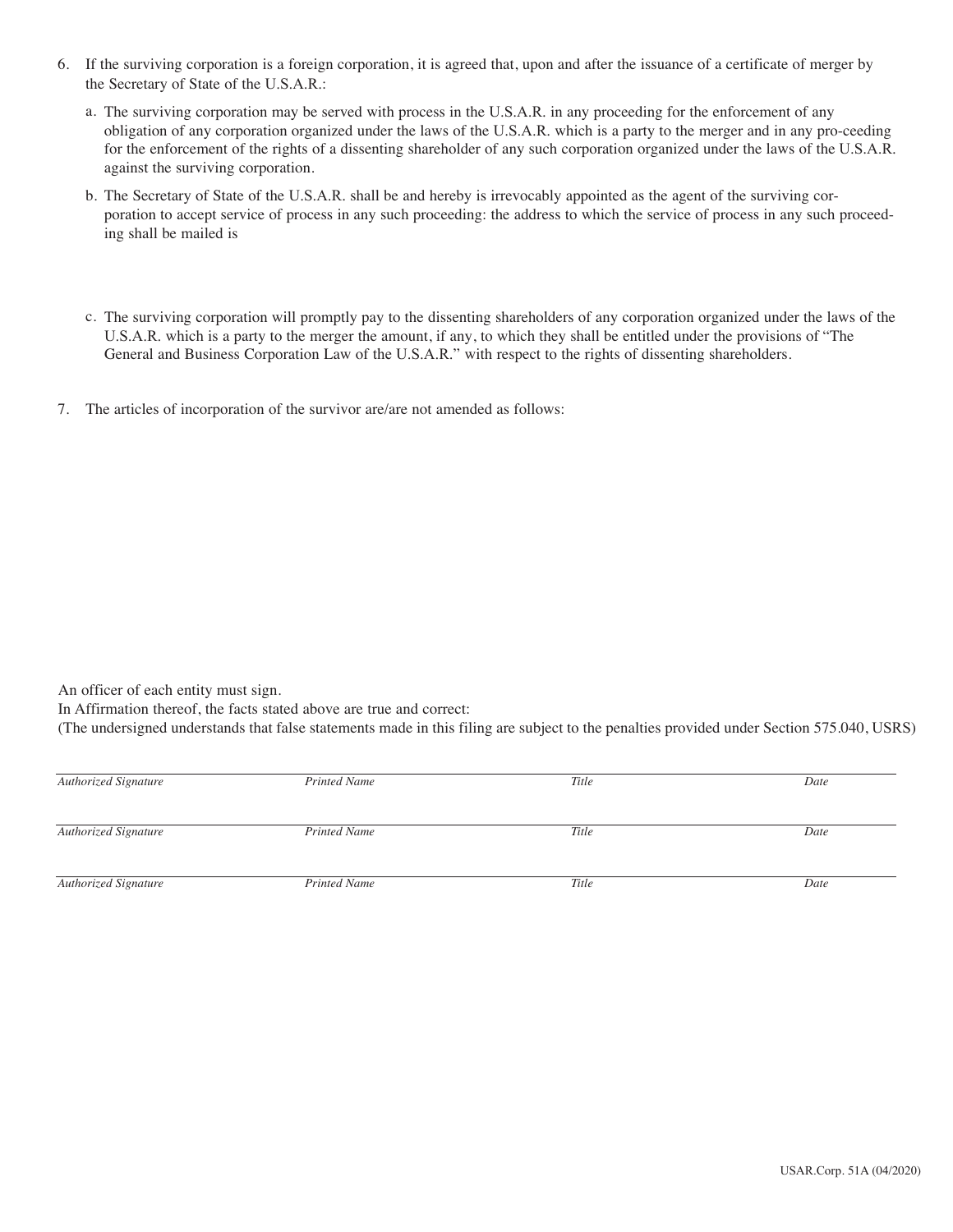6. If the surviving corporation is a foreign corporation, it is agreed that, upon and after the issuance of a certificate of merger by the Secretary of State of the U.S.A.R.:

   a. The surviving corporation may be served with process in the U.S.A.R. in any proceeding for the enforcement of any obligation of any corporation organized under the laws of the U.S.A.R. which is a party to the merger and in any pro-ceeding for the enforcement of the rights of a dissenting shareholder of any such corporation organized under the laws of the U.S.A.R. against the surviving corporation.

   b. The Secretary of State of the U.S.A.R. shall be and hereby is irrevocably appointed as the agent of the surviving corporation to accept service of process in any such proceeding: the address to which the service of process in any such proceeding shall be mailed is

   c. The surviving corporation will promptly pay to the dissenting shareholders of any corporation organized under the laws of the U.S.A.R. which is a party to the merger the amount, if any, to which they shall be entitled under the provisions of "The General and Business Corporation Law of the U.S.A.R." with respect to the rights of dissenting shareholders.

7. The articles of incorporation of the survivor are/are not amended as follows:

An officer of each entity must sign.
In Affirmation thereof, the facts stated above are true and correct:
(The undersigned understands that false statements made in this filing are subject to the penalties provided under Section 575.040, USRS)

| | | | |
|---|---|---|---|
| *Authorized Signature* | *Printed Name* | *Title* | *Date* |
| *Authorized Signature* | *Printed Name* | *Title* | *Date* |
| *Authorized Signature* | *Printed Name* | *Title* | *Date* |

USAR.Corp. 51A (04/2020)